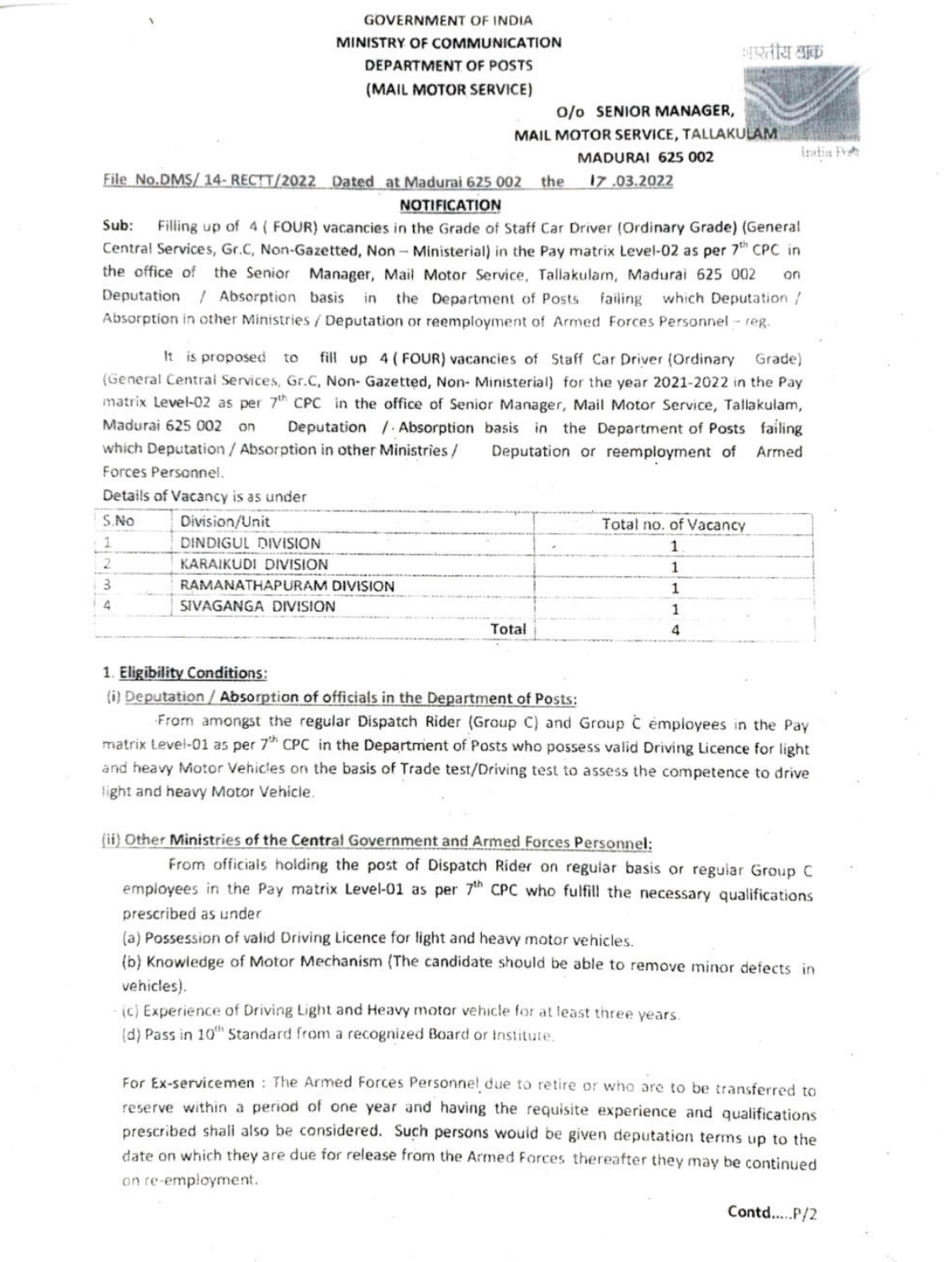**GOVERNMENT OF INDIA**
**MINISTRY OF COMMUNICATION**
**DEPARTMENT OF POSTS**
**(MAIL MOTOR SERVICE)**

**O/o SENIOR MANAGER,**
**MAIL MOTOR SERVICE, TALLAKULAM**
**MADURAI 625 002**

File No.DMS/ 14- RECTT/2022 Dated at Madurai 625 002 the 17 .03.2022

## NOTIFICATION

**Sub:** Filling up of 4 ( FOUR) vacancies in the Grade of Staff Car Driver (Ordinary Grade) (General Central Services, Gr.C, Non-Gazetted, Non – Ministerial) in the Pay matrix Level-02 as per 7th CPC in the office of the Senior Manager, Mail Motor Service, Tallakulam, Madurai 625 002 on Deputation / Absorption basis in the Department of Posts failing which Deputation / Absorption in other Ministries / Deputation or reemployment of Armed Forces Personnel – reg.

It is proposed to fill up 4 ( FOUR) vacancies of Staff Car Driver (Ordinary Grade) (General Central Services, Gr.C, Non- Gazetted, Non- Ministerial) for the year 2021-2022 in the Pay matrix Level-02 as per 7th CPC in the office of Senior Manager, Mail Motor Service, Tallakulam, Madurai 625 002 on Deputation / Absorption basis in the Department of Posts failing which Deputation / Absorption in other Ministries / Deputation or reemployment of Armed Forces Personnel.

Details of Vacancy is as under

| S.No | Division/Unit | Total no. of Vacancy |
|---|---|---|
| 1 | DINDIGUL DIVISION | 1 |
| 2 | KARAIKUDI DIVISION | 1 |
| 3 | RAMANATHAPURAM DIVISION | 1 |
| 4 | SIVAGANGA DIVISION | 1 |
| | Total | 4 |

### 1. Eligibility Conditions:

**(i) Deputation / Absorption of officials in the Department of Posts:**

From amongst the regular Dispatch Rider (Group C) and Group C employees in the Pay matrix Level-01 as per 7th CPC in the Department of Posts who possess valid Driving Licence for light and heavy Motor Vehicles on the basis of Trade test/Driving test to assess the competence to drive light and heavy Motor Vehicle.

**(ii) Other Ministries of the Central Government and Armed Forces Personnel:**

From officials holding the post of Dispatch Rider on regular basis or regular Group C employees in the Pay matrix Level-01 as per 7th CPC who fulfill the necessary qualifications prescribed as under

(a) Possession of valid Driving Licence for light and heavy motor vehicles.

(b) Knowledge of Motor Mechanism (The candidate should be able to remove minor defects in vehicles).

(c) Experience of Driving Light and Heavy motor vehicle for at least three years.

(d) Pass in 10th Standard from a recognized Board or Institute.

For Ex-servicemen : The Armed Forces Personnel due to retire or who are to be transferred to reserve within a period of one year and having the requisite experience and qualifications prescribed shall also be considered. Such persons would be given deputation terms up to the date on which they are due for release from the Armed Forces thereafter they may be continued on re-employment.

Contd.....P/2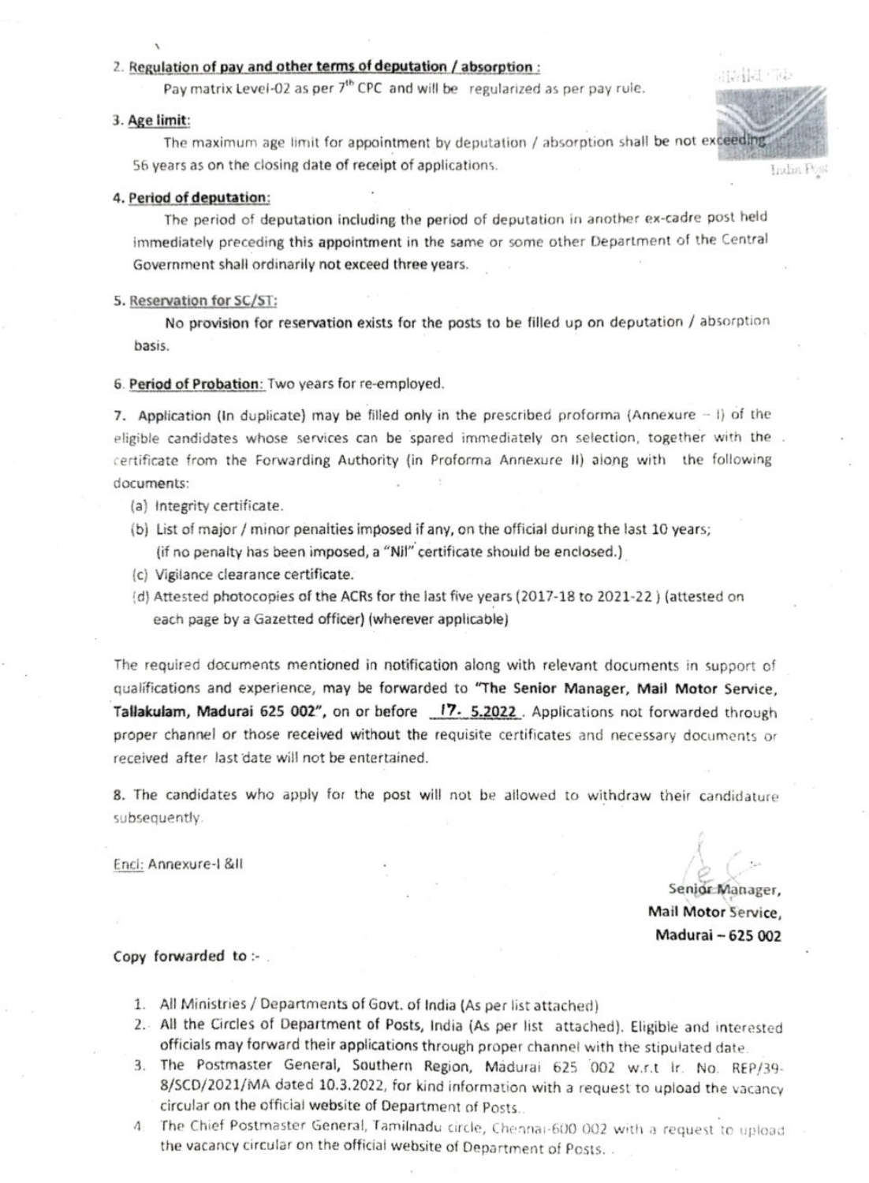2. **Regulation of pay and other terms of deputation / absorption** :

Pay matrix Level-02 as per 7[th] CPC and will be regularized as per pay rule.

3. **Age limit**:

The maximum age limit for appointment by deputation / absorption shall be not exceeding 56 years as on the closing date of receipt of applications.

4. **Period of deputation**:

The period of deputation including the period of deputation in another ex-cadre post held immediately preceding this appointment in the same or some other Department of the Central Government shall ordinarily not exceed three years.

5. **Reservation for SC/ST**:

No provision for reservation exists for the posts to be filled up on deputation / absorption basis.

6. **Period of Probation**: Two years for re-employed.

7. Application (In duplicate) may be filled only in the prescribed proforma (Annexure – I) of the eligible candidates whose services can be spared immediately on selection, together with the certificate from the Forwarding Authority (in Proforma Annexure II) along with the following documents:

(a) Integrity certificate.

(b) List of major / minor penalties imposed if any, on the official during the last 10 years; (if no penalty has been imposed, a "Nil" certificate should be enclosed.)

(c) Vigilance clearance certificate.

(d) Attested photocopies of the ACRs for the last five years (2017-18 to 2021-22) (attested on each page by a Gazetted officer) (wherever applicable)

The required documents mentioned in notification along with relevant documents in support of qualifications and experience, may be forwarded to **"The Senior Manager, Mail Motor Service, Tallakulam, Madurai 625 002"**, on or before 17. 5.2022. Applications not forwarded through proper channel or those received without the requisite certificates and necessary documents or received after last date will not be entertained.

8. The candidates who apply for the post will not be allowed to withdraw their candidature subsequently.

Encl: Annexure-I &II

Senior Manager,
**Mail Motor Service,**
**Madurai – 625 002**

Copy forwarded to :-

1. All Ministries / Departments of Govt. of India (As per list attached)
2. All the Circles of Department of Posts, India (As per list attached). Eligible and interested officials may forward their applications through proper channel with the stipulated date.
3. The Postmaster General, Southern Region, Madurai 625 002 w.r.t lr. No. REP/39-8/SCD/2021/MA dated 10.3.2022, for kind information with a request to upload the vacancy circular on the official website of Department of Posts.
4. The Chief Postmaster General, Tamilnadu circle, Chennai-600 002 with a request to upload the vacancy circular on the official website of Department of Posts.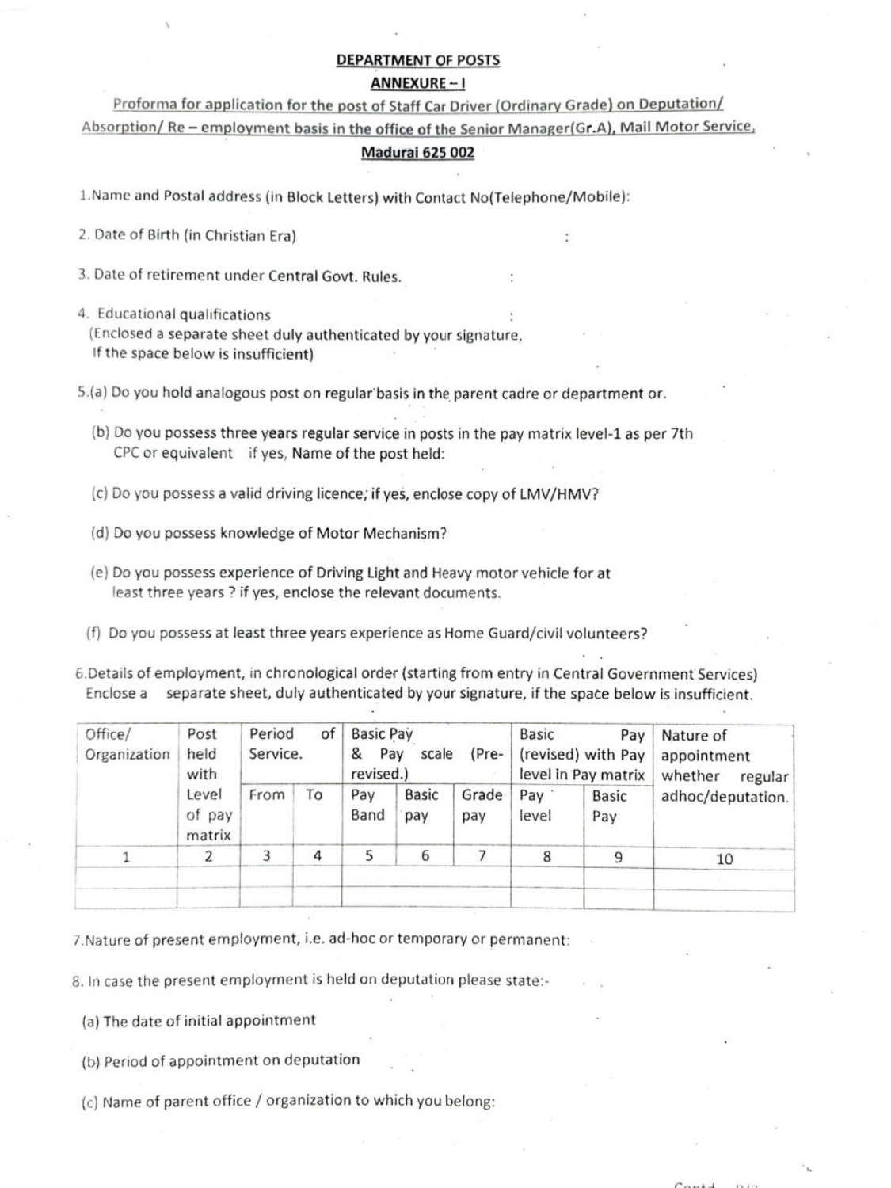**DEPARTMENT OF POSTS**

**ANNEXURE – I**

Proforma for application for the post of Staff Car Driver (Ordinary Grade) on Deputation/ Absorption/ Re – employment basis in the office of the Senior Manager(Gr.A), Mail Motor Service,

**Madurai 625 002**

1.Name and Postal address (in Block Letters) with Contact No(Telephone/Mobile):

2. Date of Birth (in Christian Era) :

3. Date of retirement under Central Govt. Rules. :

4. Educational qualifications :
(Enclosed a separate sheet duly authenticated by your signature, If the space below is insufficient)

5.(a) Do you hold analogous post on regular basis in the parent cadre or department or.

(b) Do you possess three years regular service in posts in the pay matrix level-1 as per 7th CPC or equivalent if yes, Name of the post held:

(c) Do you possess a valid driving licence; if yes, enclose copy of LMV/HMV?

(d) Do you possess knowledge of Motor Mechanism?

(e) Do you possess experience of Driving Light and Heavy motor vehicle for at least three years ? if yes, enclose the relevant documents.

(f) Do you possess at least three years experience as Home Guard/civil volunteers?

6.Details of employment, in chronological order (starting from entry in Central Government Services) Enclose a separate sheet, duly authenticated by your signature, if the space below is insufficient.

| Office/ Organization | Post held with Level of pay matrix | Period of Service. | | Basic Pay & Pay scale (Pre-revised.) | | | Basic Pay (revised) with Pay level in Pay matrix | | Nature of appointment whether regular adhoc/deputation. |
|---|---|---|---|---|---|---|---|---|---|
| | | From | To | Pay Band | Basic pay | Grade pay | Pay level | Basic Pay | |
| 1 | 2 | 3 | 4 | 5 | 6 | 7 | 8 | 9 | 10 |
| | | | | | | | | | |

7.Nature of present employment, i.e. ad-hoc or temporary or permanent:

8. In case the present employment is held on deputation please state:-

(a) The date of initial appointment

(b) Period of appointment on deputation

(c) Name of parent office / organization to which you belong: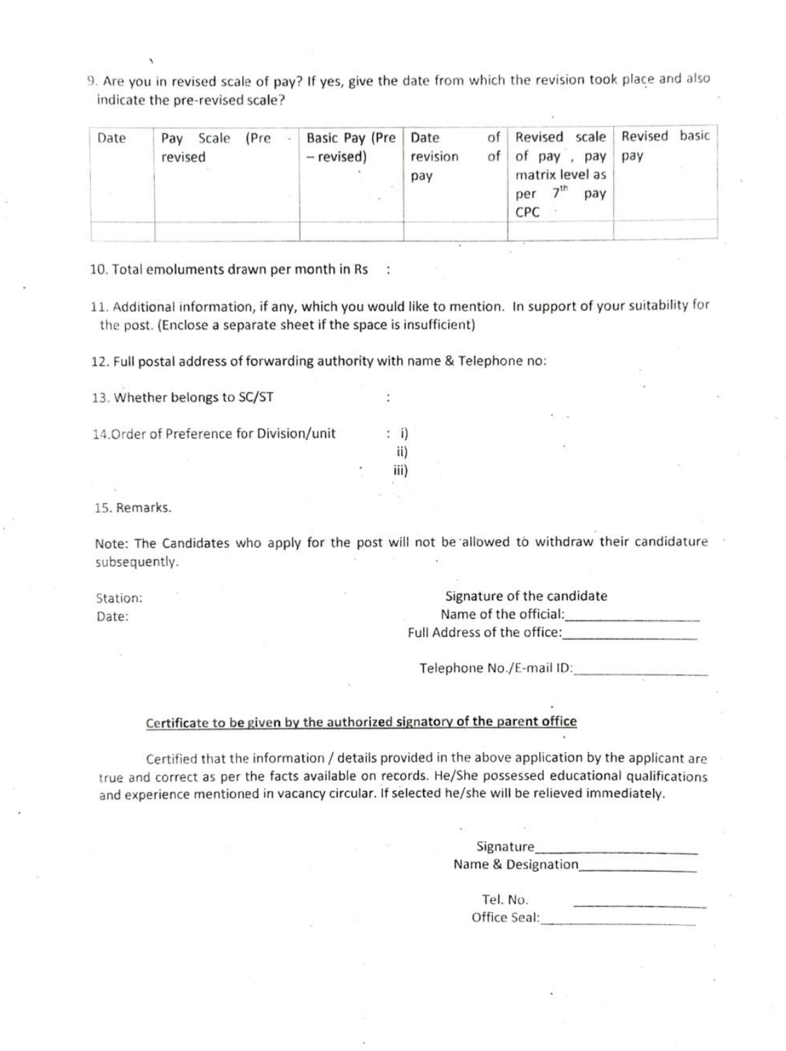9. Are you in revised scale of pay? If yes, give the date from which the revision took place and also indicate the pre-revised scale?

| Date | Pay Scale (Pre - revised | Basic Pay (Pre – revised) | Date of revision of pay | Revised scale of pay , pay matrix level as per 7th pay CPC | Revised basic pay |
|---|---|---|---|---|---|
| | | | | | |

10. Total emoluments drawn per month in Rs :

11. Additional information, if any, which you would like to mention. In support of your suitability for the post. (Enclose a separate sheet if the space is insufficient)

12. Full postal address of forwarding authority with name & Telephone no:

13. Whether belongs to SC/ST :

14. Order of Preference for Division/unit : i)
ii)
iii)

15. Remarks.

Note: The Candidates who apply for the post will not be allowed to withdraw their candidature subsequently.

Station:
Date:

Signature of the candidate
Name of the official:\_\_\_\_\_\_\_\_\_\_\_\_\_\_\_\_\_\_
Full Address of the office:\_\_\_\_\_\_\_\_\_\_\_\_\_\_\_\_\_\_

Telephone No./E-mail ID:\_\_\_\_\_\_\_\_\_\_\_\_\_\_\_\_\_\_

## Certificate to be given by the authorized signatory of the parent office

Certified that the information / details provided in the above application by the applicant are true and correct as per the facts available on records. He/She possessed educational qualifications and experience mentioned in vacancy circular. If selected he/she will be relieved immediately.

Signature\_\_\_\_\_\_\_\_\_\_\_\_\_\_\_\_\_\_
Name & Designation\_\_\_\_\_\_\_\_\_\_\_\_\_\_\_\_\_\_

Tel. No. \_\_\_\_\_\_\_\_\_\_\_\_\_\_\_\_\_\_
Office Seal:\_\_\_\_\_\_\_\_\_\_\_\_\_\_\_\_\_\_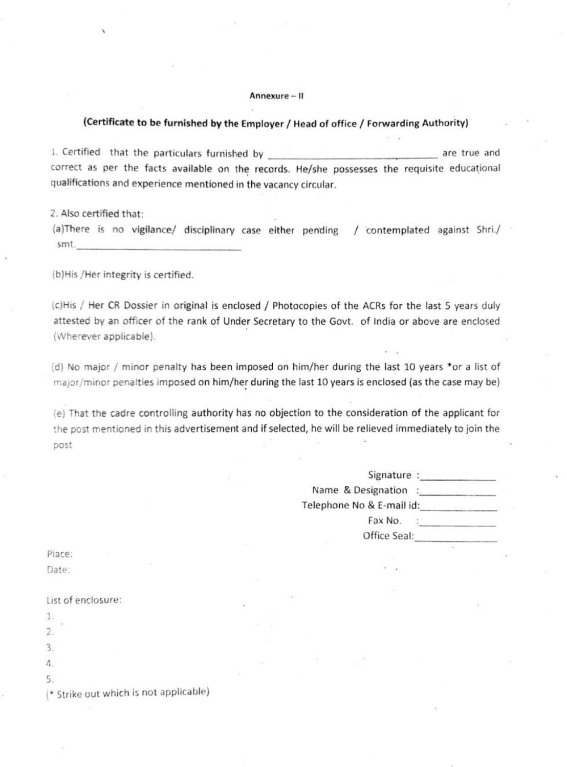Annexure – II

**(Certificate to be furnished by the Employer / Head of office / Forwarding Authority)**

1. Certified that the particulars furnished by ______________________________ are true and correct as per the facts available on the records. He/she possesses the requisite educational qualifications and experience mentioned in the vacancy circular.

2. Also certified that:

(a)There is no vigilance/ disciplinary case either pending / contemplated against Shri./ smt.______________________________

(b)His /Her integrity is certified.

(c)His / Her CR Dossier in original is enclosed / Photocopies of the ACRs for the last 5 years duly attested by an officer of the rank of Under Secretary to the Govt. of India or above are enclosed (Wherever applicable).

(d) No major / minor penalty has been imposed on him/her during the last 10 years *or a list of major/minor penalties imposed on him/her during the last 10 years is enclosed (as the case may be)

(e) That the cadre controlling authority has no objection to the consideration of the applicant for the post mentioned in this advertisement and if selected, he will be relieved immediately to join the post

Signature :______________

Name & Designation :______________

Telephone No & E-mail id:______________

Fax No. :______________

Office Seal:______________

Place:

Date:

List of enclosure:

1.
2.
3.
4.
5.

(* Strike out which is not applicable)